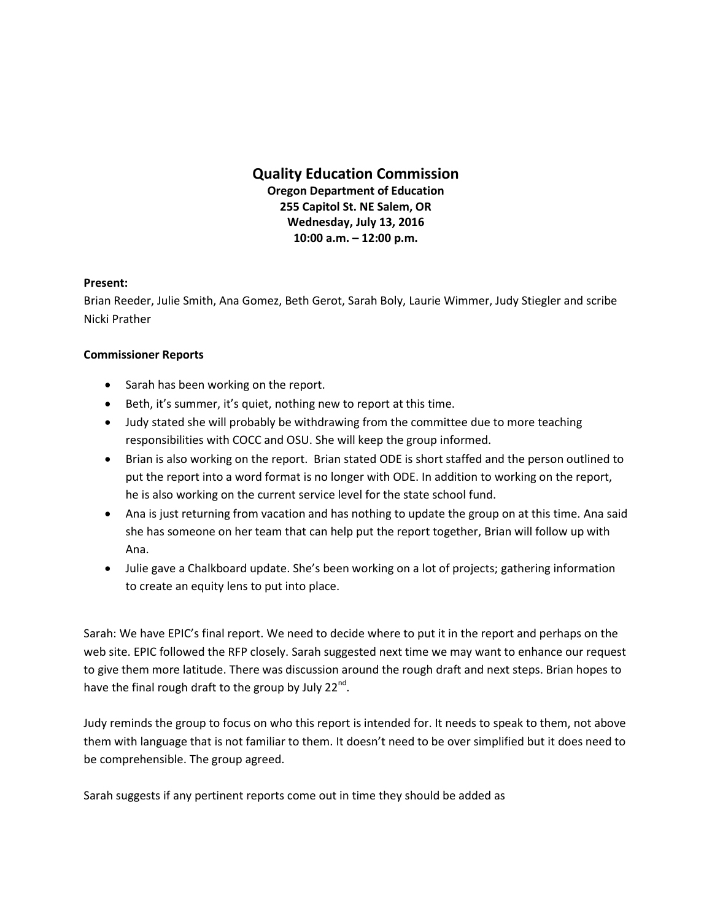# Quality Education Commission

**Oregon Department of Education**
**255 Capitol St. NE Salem, OR**
**Wednesday, July 13, 2016**
**10:00 a.m. – 12:00 p.m.**

**Present:**
Brian Reeder, Julie Smith, Ana Gomez, Beth Gerot, Sarah Boly, Laurie Wimmer, Judy Stiegler and scribe Nicki Prather

**Commissioner Reports**

- Sarah has been working on the report.
- Beth, it's summer, it's quiet, nothing new to report at this time.
- Judy stated she will probably be withdrawing from the committee due to more teaching responsibilities with COCC and OSU. She will keep the group informed.
- Brian is also working on the report. Brian stated ODE is short staffed and the person outlined to put the report into a word format is no longer with ODE. In addition to working on the report, he is also working on the current service level for the state school fund.
- Ana is just returning from vacation and has nothing to update the group on at this time. Ana said she has someone on her team that can help put the report together, Brian will follow up with Ana.
- Julie gave a Chalkboard update. She's been working on a lot of projects; gathering information to create an equity lens to put into place.

Sarah: We have EPIC's final report. We need to decide where to put it in the report and perhaps on the web site. EPIC followed the RFP closely. Sarah suggested next time we may want to enhance our request to give them more latitude. There was discussion around the rough draft and next steps. Brian hopes to have the final rough draft to the group by July 22nd.

Judy reminds the group to focus on who this report is intended for. It needs to speak to them, not above them with language that is not familiar to them. It doesn't need to be over simplified but it does need to be comprehensible. The group agreed.

Sarah suggests if any pertinent reports come out in time they should be added as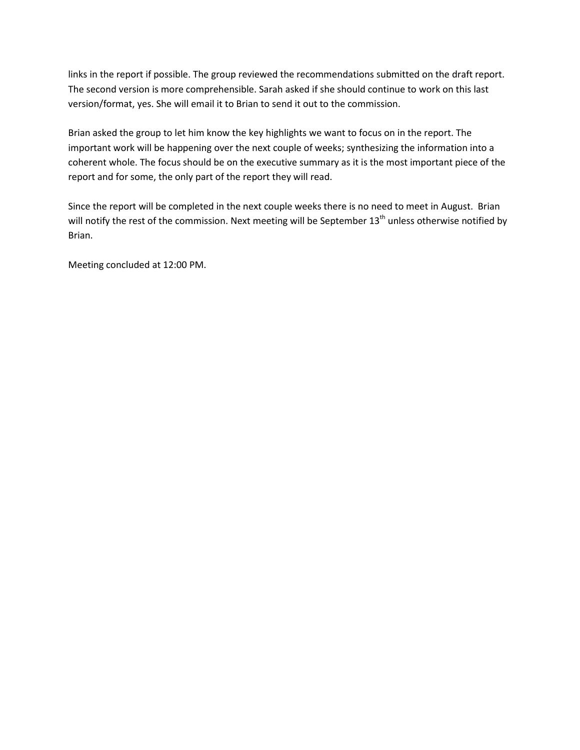links in the report if possible. The group reviewed the recommendations submitted on the draft report. The second version is more comprehensible. Sarah asked if she should continue to work on this last version/format, yes. She will email it to Brian to send it out to the commission.

Brian asked the group to let him know the key highlights we want to focus on in the report. The important work will be happening over the next couple of weeks; synthesizing the information into a coherent whole. The focus should be on the executive summary as it is the most important piece of the report and for some, the only part of the report they will read.

Since the report will be completed in the next couple weeks there is no need to meet in August. Brian will notify the rest of the commission. Next meeting will be September 13th unless otherwise notified by Brian.

Meeting concluded at 12:00 PM.